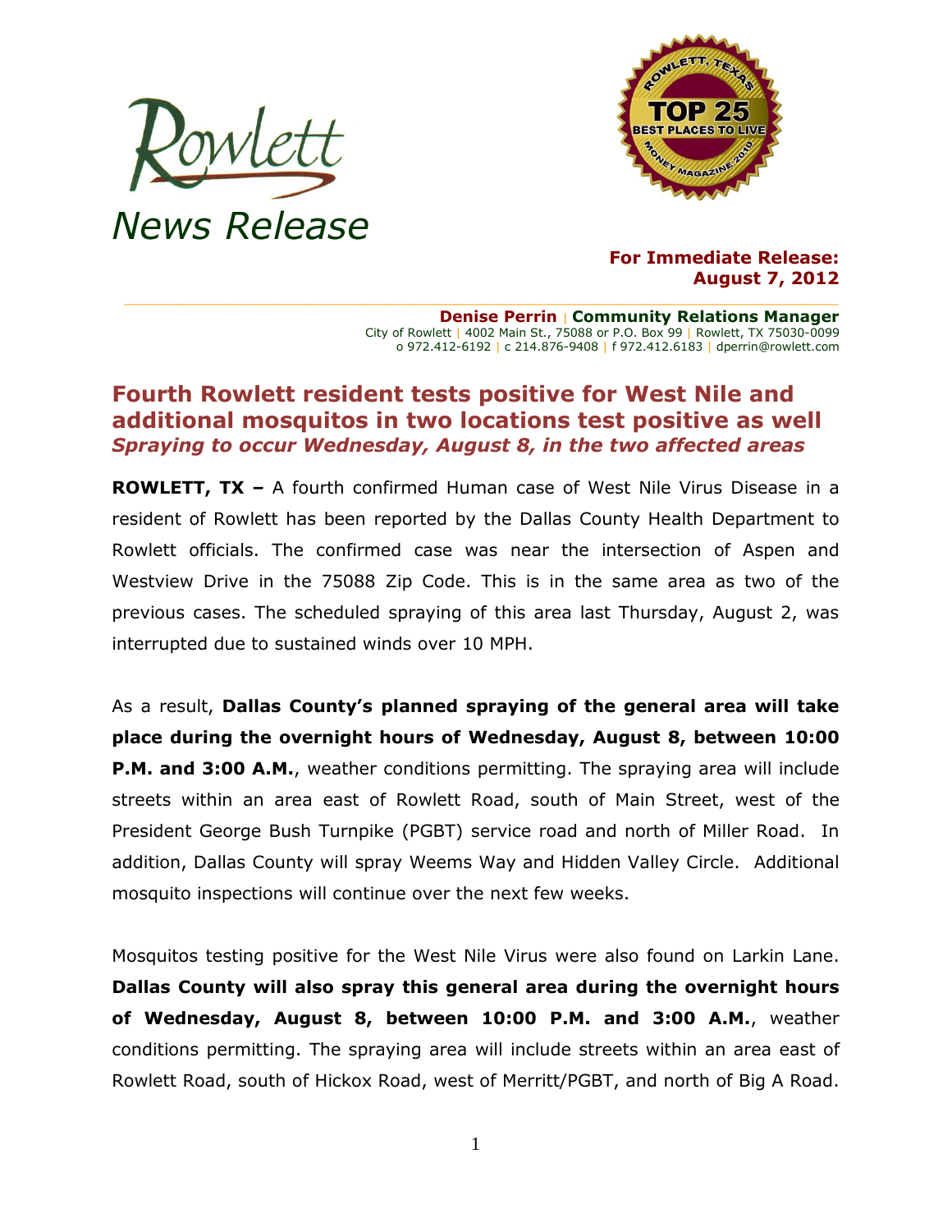# Rowlett News Release

**For Immediate Release:**
**August 7, 2012**

**Denise Perrin** | **Community Relations Manager**
City of Rowlett | 4002 Main St., 75088 or P.O. Box 99 | Rowlett, TX 75030-0099
o 972.412-6192 | c 214.876-9408 | f 972.412.6183 | dperrin@rowlett.com

## Fourth Rowlett resident tests positive for West Nile and additional mosquitos in two locations test positive as well

***Spraying to occur Wednesday, August 8, in the two affected areas***

**ROWLETT, TX –** A fourth confirmed Human case of West Nile Virus Disease in a resident of Rowlett has been reported by the Dallas County Health Department to Rowlett officials. The confirmed case was near the intersection of Aspen and Westview Drive in the 75088 Zip Code. This is in the same area as two of the previous cases. The scheduled spraying of this area last Thursday, August 2, was interrupted due to sustained winds over 10 MPH.

As a result, **Dallas County's planned spraying of the general area will take place during the overnight hours of Wednesday, August 8, between 10:00 P.M. and 3:00 A.M.**, weather conditions permitting. The spraying area will include streets within an area east of Rowlett Road, south of Main Street, west of the President George Bush Turnpike (PGBT) service road and north of Miller Road. In addition, Dallas County will spray Weems Way and Hidden Valley Circle. Additional mosquito inspections will continue over the next few weeks.

Mosquitos testing positive for the West Nile Virus were also found on Larkin Lane. **Dallas County will also spray this general area during the overnight hours of Wednesday, August 8, between 10:00 P.M. and 3:00 A.M.**, weather conditions permitting. The spraying area will include streets within an area east of Rowlett Road, south of Hickox Road, west of Merritt/PGBT, and north of Big A Road.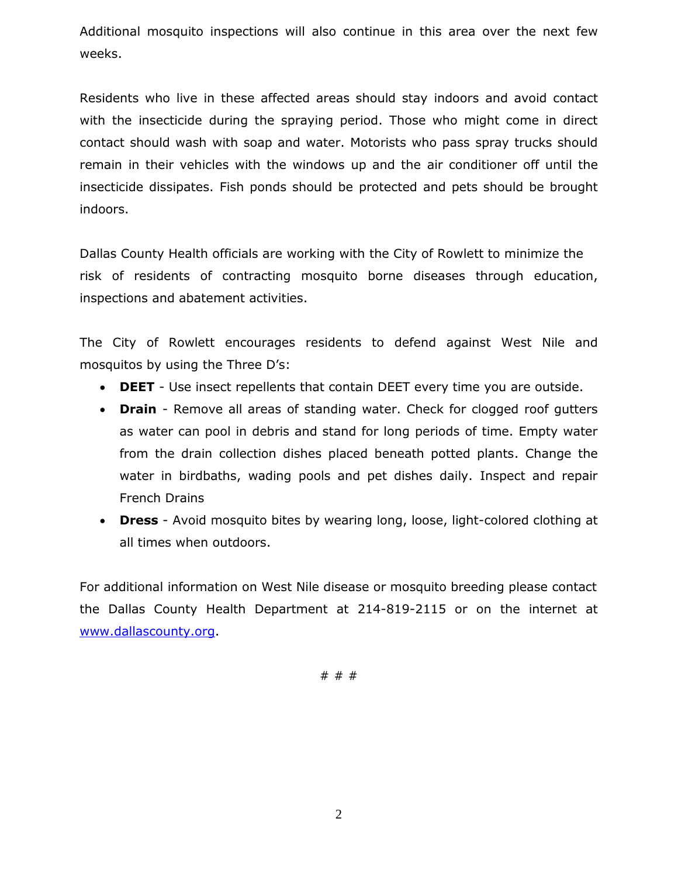Additional mosquito inspections will also continue in this area over the next few weeks.

Residents who live in these affected areas should stay indoors and avoid contact with the insecticide during the spraying period. Those who might come in direct contact should wash with soap and water. Motorists who pass spray trucks should remain in their vehicles with the windows up and the air conditioner off until the insecticide dissipates. Fish ponds should be protected and pets should be brought indoors.

Dallas County Health officials are working with the City of Rowlett to minimize the risk of residents of contracting mosquito borne diseases through education, inspections and abatement activities.

The City of Rowlett encourages residents to defend against West Nile and mosquitos by using the Three D's:

- **DEET** - Use insect repellents that contain DEET every time you are outside.
- **Drain** - Remove all areas of standing water. Check for clogged roof gutters as water can pool in debris and stand for long periods of time. Empty water from the drain collection dishes placed beneath potted plants. Change the water in birdbaths, wading pools and pet dishes daily. Inspect and repair French Drains
- **Dress** - Avoid mosquito bites by wearing long, loose, light-colored clothing at all times when outdoors.

For additional information on West Nile disease or mosquito breeding please contact the Dallas County Health Department at 214-819-2115 or on the internet at [www.dallascounty.org](http://www.dallascounty.org).

# # #